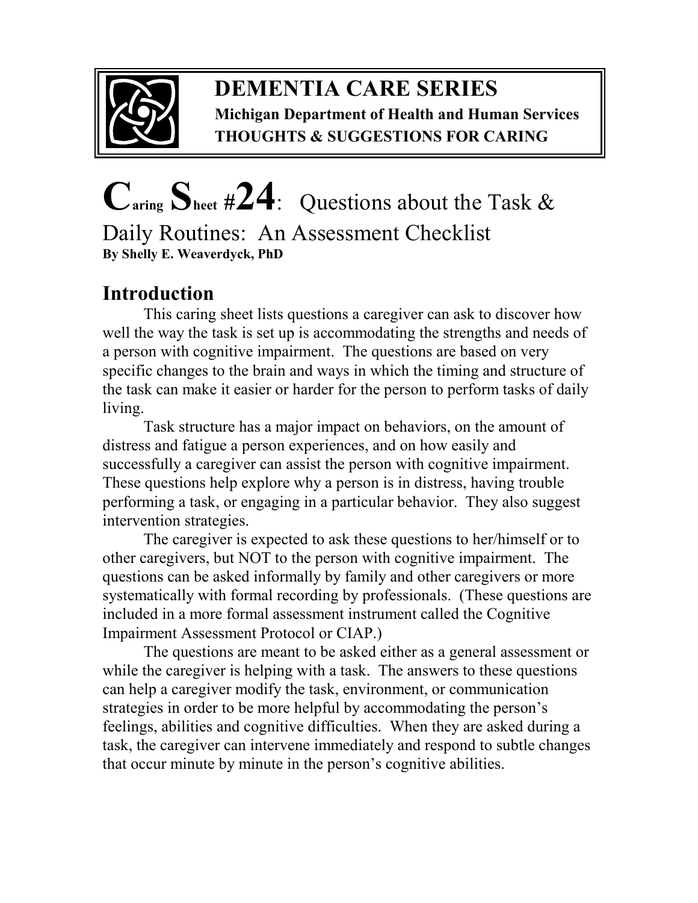# DEMENTIA CARE SERIES

**Michigan Department of Health and Human Services**
**THOUGHTS & SUGGESTIONS FOR CARING**

# Caring Sheet #24: Questions about the Task & Daily Routines: An Assessment Checklist

**By Shelly E. Weaverdyck, PhD**

## Introduction

This caring sheet lists questions a caregiver can ask to discover how well the way the task is set up is accommodating the strengths and needs of a person with cognitive impairment. The questions are based on very specific changes to the brain and ways in which the timing and structure of the task can make it easier or harder for the person to perform tasks of daily living.

Task structure has a major impact on behaviors, on the amount of distress and fatigue a person experiences, and on how easily and successfully a caregiver can assist the person with cognitive impairment. These questions help explore why a person is in distress, having trouble performing a task, or engaging in a particular behavior. They also suggest intervention strategies.

The caregiver is expected to ask these questions to her/himself or to other caregivers, but NOT to the person with cognitive impairment. The questions can be asked informally by family and other caregivers or more systematically with formal recording by professionals. (These questions are included in a more formal assessment instrument called the Cognitive Impairment Assessment Protocol or CIAP.)

The questions are meant to be asked either as a general assessment or while the caregiver is helping with a task. The answers to these questions can help a caregiver modify the task, environment, or communication strategies in order to be more helpful by accommodating the person's feelings, abilities and cognitive difficulties. When they are asked during a task, the caregiver can intervene immediately and respond to subtle changes that occur minute by minute in the person's cognitive abilities.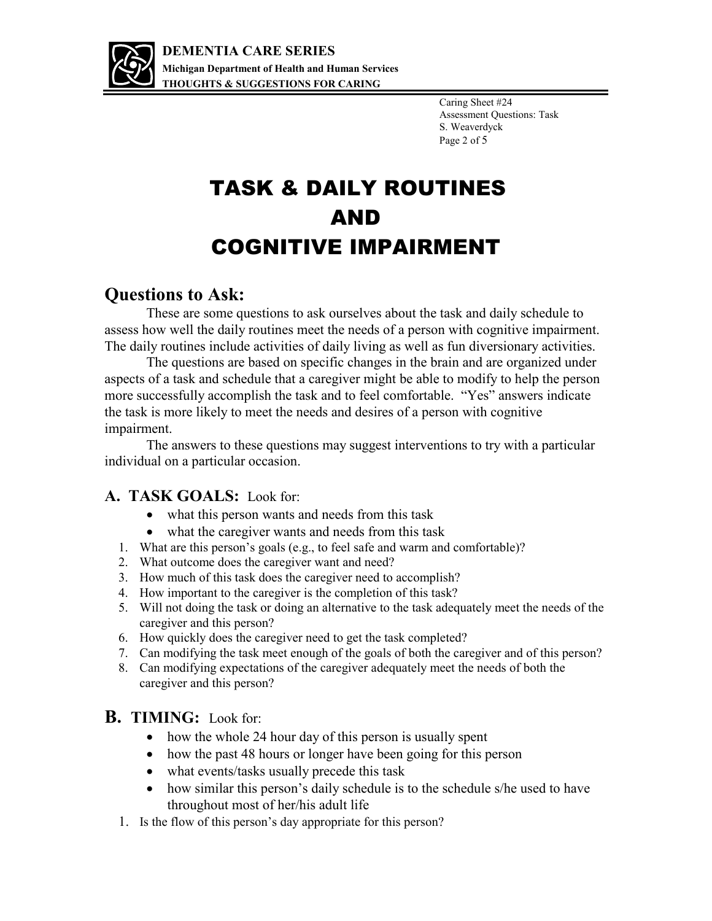# TASK & DAILY ROUTINES AND COGNITIVE IMPAIRMENT

## Questions to Ask:

These are some questions to ask ourselves about the task and daily schedule to assess how well the daily routines meet the needs of a person with cognitive impairment. The daily routines include activities of daily living as well as fun diversionary activities.

The questions are based on specific changes in the brain and are organized under aspects of a task and schedule that a caregiver might be able to modify to help the person more successfully accomplish the task and to feel comfortable. "Yes" answers indicate the task is more likely to meet the needs and desires of a person with cognitive impairment.

The answers to these questions may suggest interventions to try with a particular individual on a particular occasion.

### A. TASK GOALS: Look for:

- what this person wants and needs from this task
- what the caregiver wants and needs from this task

1. What are this person's goals (e.g., to feel safe and warm and comfortable)?
2. What outcome does the caregiver want and need?
3. How much of this task does the caregiver need to accomplish?
4. How important to the caregiver is the completion of this task?
5. Will not doing the task or doing an alternative to the task adequately meet the needs of the caregiver and this person?
6. How quickly does the caregiver need to get the task completed?
7. Can modifying the task meet enough of the goals of both the caregiver and of this person?
8. Can modifying expectations of the caregiver adequately meet the needs of both the caregiver and this person?

### B. TIMING: Look for:

- how the whole 24 hour day of this person is usually spent
- how the past 48 hours or longer have been going for this person
- what events/tasks usually precede this task
- how similar this person's daily schedule is to the schedule s/he used to have throughout most of her/his adult life

1. Is the flow of this person's day appropriate for this person?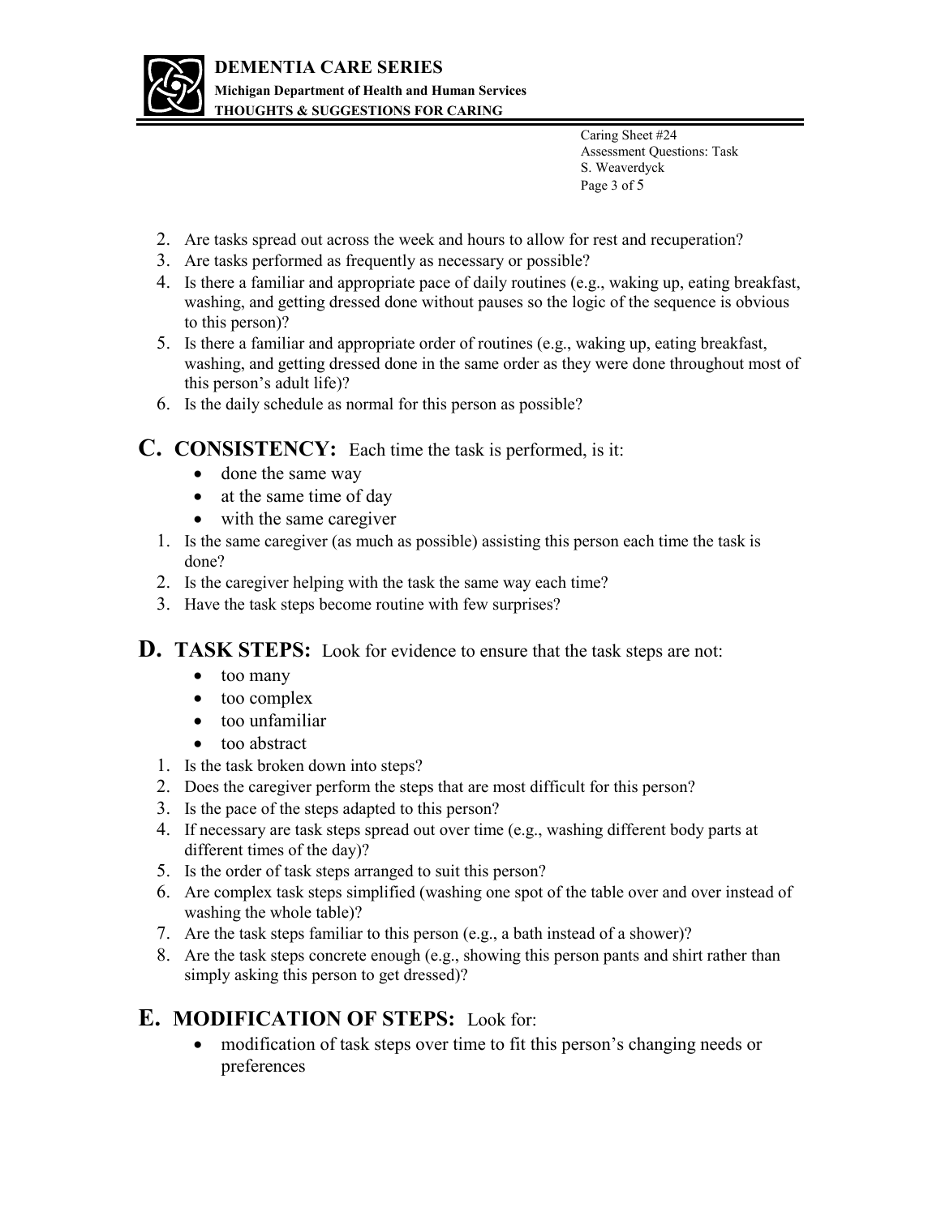2. Are tasks spread out across the week and hours to allow for rest and recuperation?
3. Are tasks performed as frequently as necessary or possible?
4. Is there a familiar and appropriate pace of daily routines (e.g., waking up, eating breakfast, washing, and getting dressed done without pauses so the logic of the sequence is obvious to this person)?
5. Is there a familiar and appropriate order of routines (e.g., waking up, eating breakfast, washing, and getting dressed done in the same order as they were done throughout most of this person's adult life)?
6. Is the daily schedule as normal for this person as possible?

## C. CONSISTENCY: Each time the task is performed, is it:

- done the same way
- at the same time of day
- with the same caregiver

1. Is the same caregiver (as much as possible) assisting this person each time the task is done?
2. Is the caregiver helping with the task the same way each time?
3. Have the task steps become routine with few surprises?

## D. TASK STEPS: Look for evidence to ensure that the task steps are not:

- too many
- too complex
- too unfamiliar
- too abstract

1. Is the task broken down into steps?
2. Does the caregiver perform the steps that are most difficult for this person?
3. Is the pace of the steps adapted to this person?
4. If necessary are task steps spread out over time (e.g., washing different body parts at different times of the day)?
5. Is the order of task steps arranged to suit this person?
6. Are complex task steps simplified (washing one spot of the table over and over instead of washing the whole table)?
7. Are the task steps familiar to this person (e.g., a bath instead of a shower)?
8. Are the task steps concrete enough (e.g., showing this person pants and shirt rather than simply asking this person to get dressed)?

## E. MODIFICATION OF STEPS: Look for:

- modification of task steps over time to fit this person's changing needs or preferences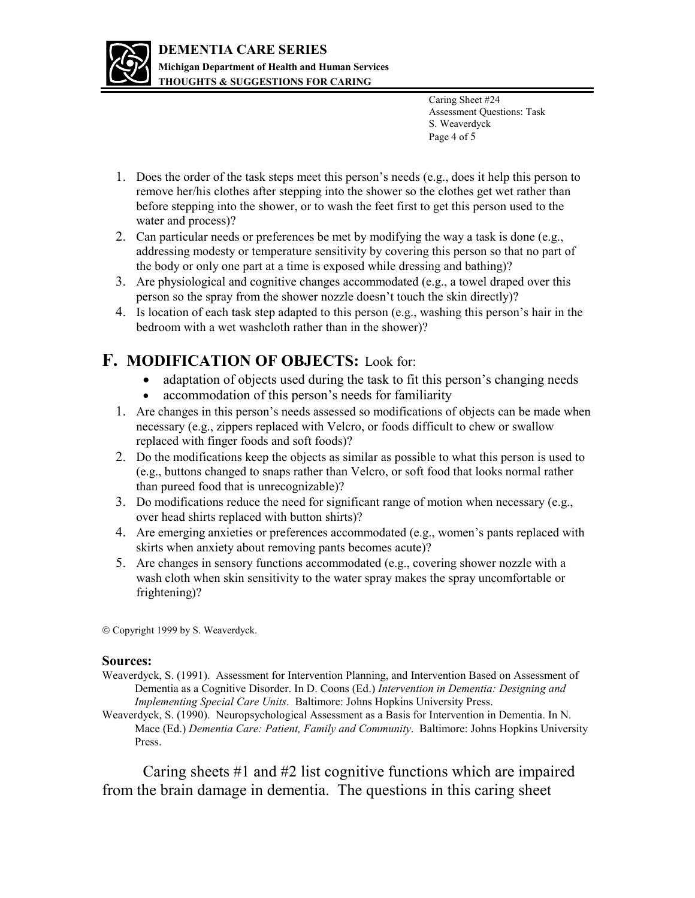1. Does the order of the task steps meet this person's needs (e.g., does it help this person to remove her/his clothes after stepping into the shower so the clothes get wet rather than before stepping into the shower, or to wash the feet first to get this person used to the water and process)?
2. Can particular needs or preferences be met by modifying the way a task is done (e.g., addressing modesty or temperature sensitivity by covering this person so that no part of the body or only one part at a time is exposed while dressing and bathing)?
3. Are physiological and cognitive changes accommodated (e.g., a towel draped over this person so the spray from the shower nozzle doesn't touch the skin directly)?
4. Is location of each task step adapted to this person (e.g., washing this person's hair in the bedroom with a wet washcloth rather than in the shower)?

## F. MODIFICATION OF OBJECTS: Look for:

- adaptation of objects used during the task to fit this person's changing needs
- accommodation of this person's needs for familiarity

1. Are changes in this person's needs assessed so modifications of objects can be made when necessary (e.g., zippers replaced with Velcro, or foods difficult to chew or swallow replaced with finger foods and soft foods)?
2. Do the modifications keep the objects as similar as possible to what this person is used to (e.g., buttons changed to snaps rather than Velcro, or soft food that looks normal rather than pureed food that is unrecognizable)?
3. Do modifications reduce the need for significant range of motion when necessary (e.g., over head shirts replaced with button shirts)?
4. Are emerging anxieties or preferences accommodated (e.g., women's pants replaced with skirts when anxiety about removing pants becomes acute)?
5. Are changes in sensory functions accommodated (e.g., covering shower nozzle with a wash cloth when skin sensitivity to the water spray makes the spray uncomfortable or frightening)?

© Copyright 1999 by S. Weaverdyck.

**Sources:**

Weaverdyck, S. (1991). Assessment for Intervention Planning, and Intervention Based on Assessment of Dementia as a Cognitive Disorder. In D. Coons (Ed.) *Intervention in Dementia: Designing and Implementing Special Care Units*. Baltimore: Johns Hopkins University Press.

Weaverdyck, S. (1990). Neuropsychological Assessment as a Basis for Intervention in Dementia. In N. Mace (Ed.) *Dementia Care: Patient, Family and Community*. Baltimore: Johns Hopkins University Press.

Caring sheets #1 and #2 list cognitive functions which are impaired from the brain damage in dementia. The questions in this caring sheet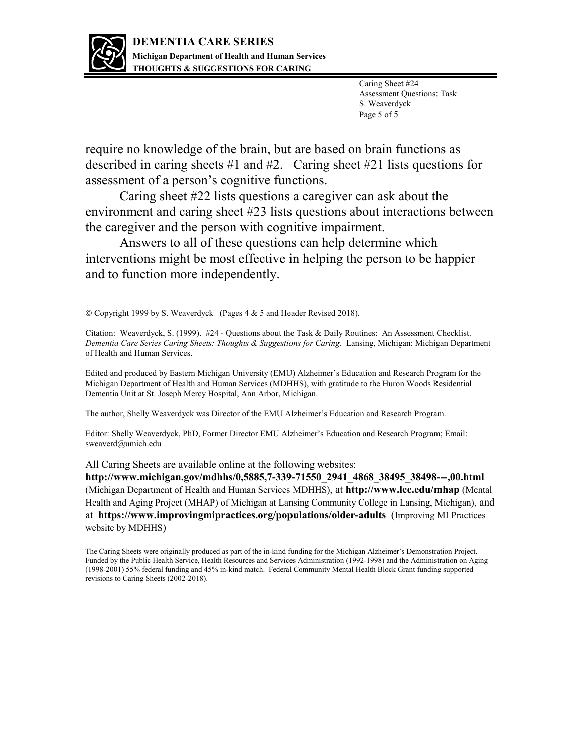require no knowledge of the brain, but are based on brain functions as described in caring sheets #1 and #2. Caring sheet #21 lists questions for assessment of a person's cognitive functions.

Caring sheet #22 lists questions a caregiver can ask about the environment and caring sheet #23 lists questions about interactions between the caregiver and the person with cognitive impairment.

Answers to all of these questions can help determine which interventions might be most effective in helping the person to be happier and to function more independently.

© Copyright 1999 by S. Weaverdyck (Pages 4 & 5 and Header Revised 2018).

Citation: Weaverdyck, S. (1999). #24 - Questions about the Task & Daily Routines: An Assessment Checklist. *Dementia Care Series Caring Sheets: Thoughts & Suggestions for Caring.* Lansing, Michigan: Michigan Department of Health and Human Services.

Edited and produced by Eastern Michigan University (EMU) Alzheimer's Education and Research Program for the Michigan Department of Health and Human Services (MDHHS), with gratitude to the Huron Woods Residential Dementia Unit at St. Joseph Mercy Hospital, Ann Arbor, Michigan.

The author, Shelly Weaverdyck was Director of the EMU Alzheimer's Education and Research Program.

Editor: Shelly Weaverdyck, PhD, Former Director EMU Alzheimer's Education and Research Program; Email: sweaverd@umich.edu

All Caring Sheets are available online at the following websites:
**http://www.michigan.gov/mdhhs/0,5885,7-339-71550_2941_4868_38495_38498---,00.html** (Michigan Department of Health and Human Services MDHHS), at **http://www.lcc.edu/mhap** (Mental Health and Aging Project (MHAP) of Michigan at Lansing Community College in Lansing, Michigan), and at **https://www.improvingmipractices.org/populations/older-adults** (Improving MI Practices website by MDHHS)

The Caring Sheets were originally produced as part of the in-kind funding for the Michigan Alzheimer's Demonstration Project. Funded by the Public Health Service, Health Resources and Services Administration (1992-1998) and the Administration on Aging (1998-2001) 55% federal funding and 45% in-kind match. Federal Community Mental Health Block Grant funding supported revisions to Caring Sheets (2002-2018).